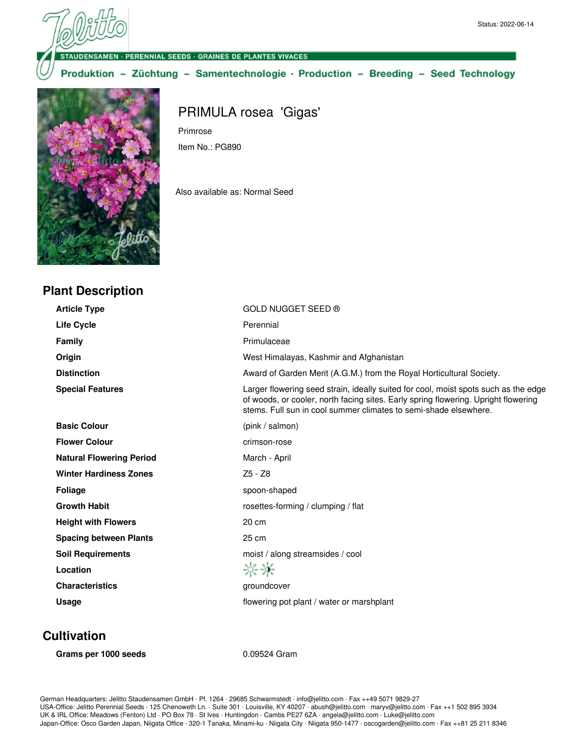Status: 2022-06-14

# PRIMULA rosea 'Gigas'

Primrose

Item No.: PG890

Also available as: Normal Seed

## Plant Description

| | |
|---|---|
| **Article Type** | GOLD NUGGET SEED ® |
| **Life Cycle** | Perennial |
| **Family** | Primulaceae |
| **Origin** | West Himalayas, Kashmir and Afghanistan |
| **Distinction** | Award of Garden Merit (A.G.M.) from the Royal Horticultural Society. |
| **Special Features** | Larger flowering seed strain, ideally suited for cool, moist spots such as the edge of woods, or cooler, north facing sites. Early spring flowering. Upright flowering stems. Full sun in cool summer climates to semi-shade elsewhere. |
| **Basic Colour** | (pink / salmon) |
| **Flower Colour** | crimson-rose |
| **Natural Flowering Period** | March - April |
| **Winter Hardiness Zones** | Z5 - Z8 |
| **Foliage** | spoon-shaped |
| **Growth Habit** | rosettes-forming / clumping / flat |
| **Height with Flowers** | 20 cm |
| **Spacing between Plants** | 25 cm |
| **Soil Requirements** | moist / along streamsides / cool |
| **Location** | |
| **Characteristics** | groundcover |
| **Usage** | flowering pot plant / water or marshplant |

## Cultivation

| | |
|---|---|
| **Grams per 1000 seeds** | 0.09524 Gram |

German Headquarters: Jelitto Staudensamen GmbH · Pf. 1264 · 29685 Schwarmstedt · info@jelitto.com · Fax ++49 5071 9829-27
USA-Office: Jelitto Perennial Seeds · 125 Chenoweth Ln. · Suite 301 · Louisville, KY 40207 · abush@jelitto.com · maryv@jelitto.com · Fax ++1 502 895 3934
UK & IRL Office: Meadows (Fenton) Ltd · PO Box 78 · St Ives · Huntingdon · Cambs PE27 6ZA · angela@jelitto.com · Luke@jelitto.com
Japan-Office: Osco Garden Japan, Niigata Office · 320-1 Tanaka, Minami-ku · Niigata City · Niigata 950-1477 · oscogarden@jelitto.com · Fax ++81 25 211 8346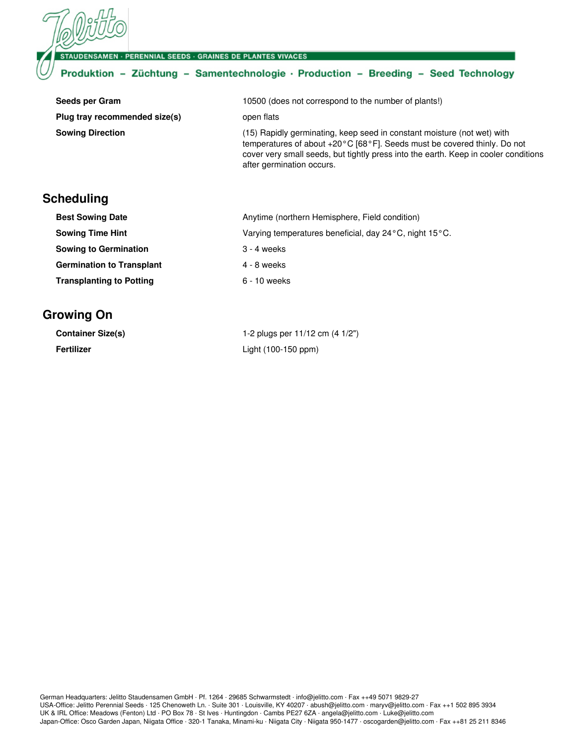| | |
|---|---|
| **Seeds per Gram** | 10500 (does not correspond to the number of plants!) |
| **Plug tray recommended size(s)** | open flats |
| **Sowing Direction** | (15) Rapidly germinating, keep seed in constant moisture (not wet) with temperatures of about +20°C [68°F]. Seeds must be covered thinly. Do not cover very small seeds, but tightly press into the earth. Keep in cooler conditions after germination occurs. |

## Scheduling

| | |
|---|---|
| **Best Sowing Date** | Anytime (northern Hemisphere, Field condition) |
| **Sowing Time Hint** | Varying temperatures beneficial, day 24°C, night 15°C. |
| **Sowing to Germination** | 3 - 4 weeks |
| **Germination to Transplant** | 4 - 8 weeks |
| **Transplanting to Potting** | 6 - 10 weeks |

## Growing On

| | |
|---|---|
| **Container Size(s)** | 1-2 plugs per 11/12 cm (4 1/2") |
| **Fertilizer** | Light (100-150 ppm) |